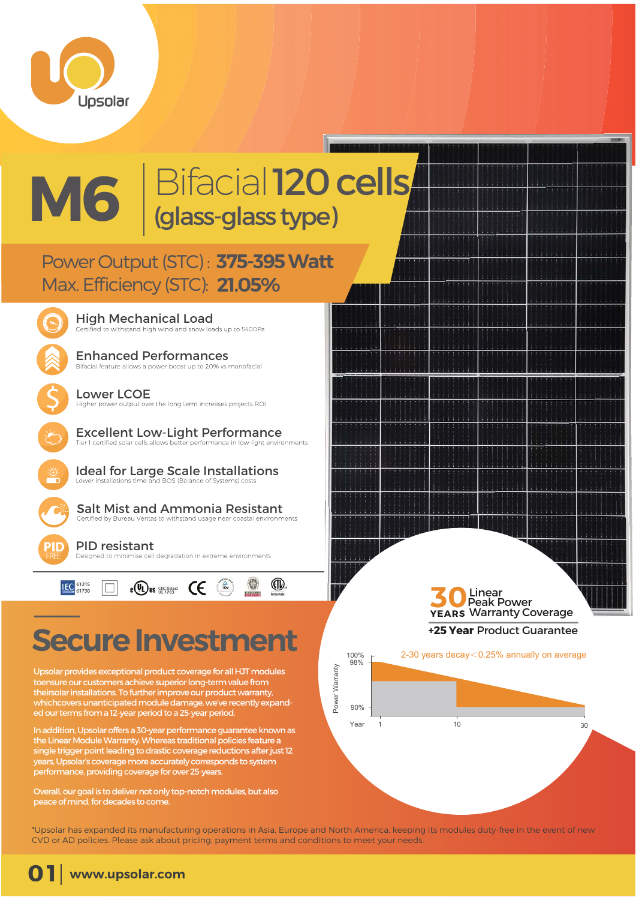Upsolar

# M6 Bifacial 120 cells (glass-glass type)

Power Output (STC) : **375-395 Watt**
Max. Efficiency (STC): **21.05%**

**High Mechanical Load**
Certified to withstand high wind and snow loads up to 5400Pa

**Enhanced Performances**
Bifacial feature allows a power boost up to 20% vs monofacial

**Lower LCOE**
Higher power output over the long term increases projects ROI

**Excellent Low-Light Performance**
Tier 1 certified solar cells allows better performance in low-light environments

**Ideal for Large Scale Installations**
Lower installations time and BOS (Balance of Systems) costs

**Salt Mist and Ammonia Resistant**
Certified by Bureau Veritas to withstand usage near coastal environments

**PID resistant**
Designed to minimise cell degradation in extreme environments

IEC 61215 61730 · CEC listed UL 1703

**30 YEARS** Linear Peak Power Warranty Coverage

**+25 Year Product Guarantee**

2-30 years decay < 0.25% annually on average

Power Warranty: 100%, 98%, 90% — Year: 1, 10, 30

## Secure Investment

Upsolar provides exceptional product coverage for all HJT modules toensure our customers achieve superior long-term value from theirsolar installations. To further improve our product warranty, whichcovers unanticipated module damage, we've recently expanded our terms from a 12-year period to a 25-year period.

In addition, Upsolar offers a 30-year performance guarantee known as the Linear Module Warranty. Whereas traditional policies feature a single trigger point leading to drastic coverage reductions after just 12 years, Upsolar's coverage more accurately corresponds to system performance, providing coverage for over 25-years.

Overall, our goal is to deliver not only top-notch modules, but also peace of mind, for decades to come.

*Upsolar has expanded its manufacturing operations in Asia, Europe and North America, keeping its modules duty-free in the event of new CVD or AD policies. Please ask about pricing, payment terms and conditions to meet your needs.

www.upsolar.com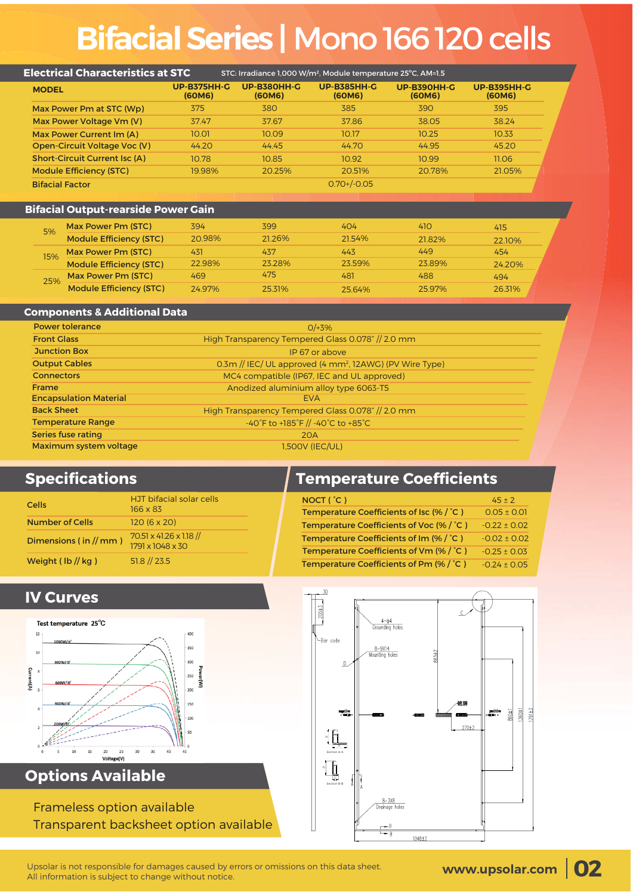# Bifacial Series | Mono 166 120 cells

## Electrical Characteristics at STC

STC: Irradiance 1,000 W/m², Module temperature 25°C, AM=1.5

| MODEL | UP-B375HH-G (60M6) | UP-B380HH-G (60M6) | UP-B385HH-G (60M6) | UP-B390HH-G (60M6) | UP-B395HH-G (60M6) |
|---|---|---|---|---|---|
| Max Power Pm at STC (Wp) | 375 | 380 | 385 | 390 | 395 |
| Max Power Voltage Vm (V) | 37.47 | 37.67 | 37.86 | 38.05 | 38.24 |
| Max Power Current Im (A) | 10.01 | 10.09 | 10.17 | 10.25 | 10.33 |
| Open-Circuit Voltage Voc (V) | 44.20 | 44.45 | 44.70 | 44.95 | 45.20 |
| Short-Circuit Current Isc (A) | 10.78 | 10.85 | 10.92 | 10.99 | 11.06 |
| Module Efficiency (STC) | 19.98% | 20.25% | 20.51% | 20.78% | 21.05% |
| Bifacial Factor | 0.70+/-0.05 | | | | |

## Bifacial Output-rearside Power Gain

| | | | | | | |
|---|---|---|---|---|---|---|
| 5% | Max Power Pm (STC) | 394 | 399 | 404 | 410 | 415 |
| | Module Efficiency (STC) | 20.98% | 21.26% | 21.54% | 21.82% | 22.10% |
| 15% | Max Power Pm (STC) | 431 | 437 | 443 | 449 | 454 |
| | Module Efficiency (STC) | 22.98% | 23.28% | 23.59% | 23.89% | 24.20% |
| 25% | Max Power Pm (STC) | 469 | 475 | 481 | 488 | 494 |
| | Module Efficiency (STC) | 24.97% | 25.31% | 25.64% | 25.97% | 26.31% |

## Components & Additional Data

| | |
|---|---|
| Power tolerance | 0/+3% |
| Front Glass | High Transparency Tempered Glass 0.078" // 2.0 mm |
| Junction Box | IP 67 or above |
| Output Cables | 0.3m // IEC/ UL approved (4 mm², 12AWG) (PV Wire Type) |
| Connectors | MC4 compatible (IP67, IEC and UL approved) |
| Frame | Anodized aluminium alloy type 6063-T5 |
| Encapsulation Material | EVA |
| Back Sheet | High Transparency Tempered Glass 0.078" // 2.0 mm |
| Temperature Range | -40˚F to +185˚F // -40˚C to +85˚C |
| Series fuse rating | 20A |
| Maximum system voltage | 1,500V (IEC/UL) |

## Specifications

| | |
|---|---|
| Cells | HJT bifacial solar cells 166 x 83 |
| Number of Cells | 120 (6 x 20) |
| Dimensions ( in // mm ) | 70.51 x 41.26 x 1.18 // 1791 x 1048 x 30 |
| Weight ( lb // kg ) | 51.8 // 23.5 |

## Temperature Coefficients

| | |
|---|---|
| NOCT ( ˚C ) | 45 ± 2 |
| Temperature Coefficients of Isc (% / ˚C ) | 0.05 ± 0.01 |
| Temperature Coefficients of Voc (% / ˚C ) | -0.22 ± 0.02 |
| Temperature Coefficients of Im (% / ˚C ) | -0.02 ± 0.02 |
| Temperature Coefficients of Vm (% / ˚C ) | -0.25 ± 0.03 |
| Temperature Coefficients of Pm (% / ˚C ) | -0.24 ± 0.05 |

## IV Curves

Test temperature 25℃

1000W/m²
800W/m²
600W/m²
400W/m²
200W/m²

Current(A)
Power(W)
Voltage(V)

30
200±3
Bar code
4-Φ4 Grounding holes
8-9X14 Mounting holes
883±2
C
D
铭牌
negative
positive
270±2
860±1
1380±1
1791±2
Section A-A
Section B-B
A
8-3X8 Drainage holes
B
B
1048±2

## Options Available

Frameless option available
Transparent backsheet option available

Upsolar is not responsible for damages caused by errors or omissions on this data sheet.
All information is subject to change without notice.

www.upsolar.com